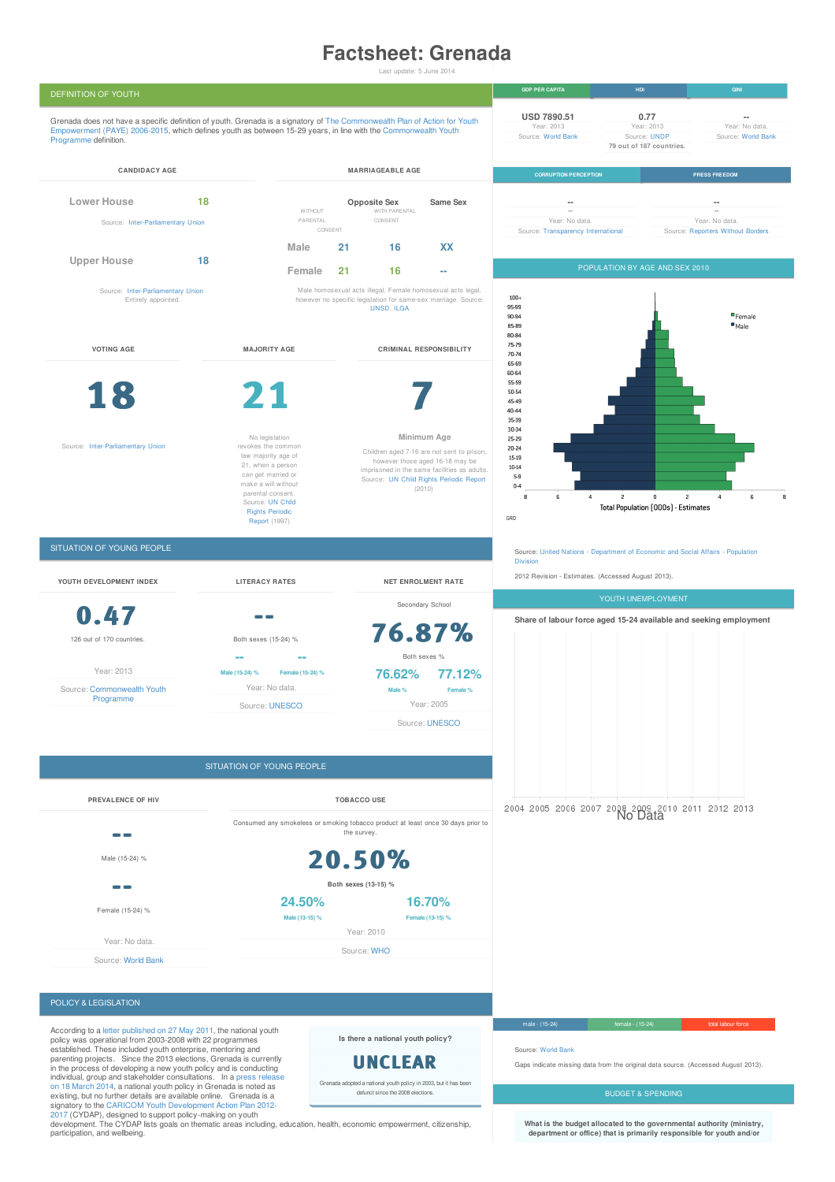# Factsheet: Grenada

Last update: 5 June 2014

## DEFINITION OF YOUTH

Grenada does not have a specific definition of youth. Grenada is a signatory of The Commonwealth Plan of Action for Youth Empowerment (PAYE) 2006-2015, which defines youth as between 15-29 years, in line with the Commonwealth Youth Programme definition.

### CANDIDACY AGE

| | |
|---|---|
| Lower House | 18 |
| Upper House | 18 |

Source: Inter-Parliamentary Union

Source: Inter-Parliamentary Union
Entirely appointed.

### MARRIAGEABLE AGE

| | Opposite Sex WITHOUT PARENTAL CONSENT | Opposite Sex WITH PARENTAL CONSENT | Same Sex |
|---|---|---|---|
| Male | 21 | 16 | XX |
| Female | 21 | 16 | -- |

Male homosexual acts illegal. Female homosexual acts legal, however no specific legislation for same-sex marriage. Source: UNSD, ILGA

### VOTING AGE

**18**

Source: Inter-Parliamentary Union

### MAJORITY AGE

**21**

No legislation revokes the common law majority age of 21, when a person can get married or make a will without parental consent. Source: UN Child Rights Periodic Report (1997)

### CRIMINAL RESPONSIBILITY

**7**

Minimum Age

Children aged 7-16 are not sent to prison, however those aged 16-18 may be imprisoned in the same facilities as adults. Source: UN Child Rights Periodic Report (2010)

## GDP PER CAPITA / HDI / GINI

| GDP PER CAPITA | HDI | GINI |
|---|---|---|
| USD 7890.51 | 0.77 | -- |
| Year: 2013 | Year: 2013 | Year: No data. |
| Source: World Bank | Source: UNDP | Source: World Bank |
| | 79 out of 187 countries. | |

## CORRUPTION PERCEPTION / PRESS FREEDOM

| CORRUPTION PERCEPTION | PRESS FREEDOM |
|---|---|
| -- | -- |
| -- | -- |
| Year: No data. | Year: No data. |
| Source: Transparency International | Source: Reporters Without Borders |

## POPULATION BY AGE AND SEX 2010

100+
95-99
90-94
85-89
80-84
75-79
70-74
65-69
60-64
55-59
50-54
45-49
40-44
35-39
30-34
25-29
20-24
15-19
10-14
5-9
0-4

Female
Male

8 6 4 2 0 2 4 6 8

Total Population (000s) - Estimates

GRD

Source: United Nations - Department of Economic and Social Affairs - Population Division

2012 Revision - Estimates. (Accessed August 2013).

## SITUATION OF YOUNG PEOPLE

### YOUTH DEVELOPMENT INDEX

**0.47**

126 out of 170 countries.

Year: 2013

Source: Commonwealth Youth Programme

### LITERACY RATES

**--**

Both sexes (15-24) %

| -- | -- |
|---|---|
| Male (15-24) % | Female (15-24) % |

Year: No data.

Source: UNESCO

### NET ENROLMENT RATE

Secondary School

**76.87%**

Both sexes %

| 76.62% | 77.12% |
|---|---|
| Male % | Female % |

Year: 2005

Source: UNESCO

## YOUTH UNEMPLOYMENT

Share of labour force aged 15-24 available and seeking employment

2004 2005 2006 2007 2008 2009 2010 2011 2012 2013

No Data

male - (15-24) | female - (15-24) | total labour force

Source: World Bank

Gaps indicate missing data from the original data source. (Accessed August 2013).

## SITUATION OF YOUNG PEOPLE

### PREVALENCE OF HIV

**--**

Male (15-24) %

**--**

Female (15-24) %

Year: No data.

Source: World Bank

### TOBACCO USE

Consumed any smokeless or smoking tobacco product at least once 30 days prior to the survey.

**20.50%**

Both sexes (13-15) %

| 24.50% | 16.70% |
|---|---|
| Male (13-15) % | Female (13-15) % |

Year: 2010

Source: WHO

## POLICY & LEGISLATION

According to a letter published on 27 May 2011, the national youth policy was operational from 2003-2008 with 22 programmes established. These included youth enterprise, mentoring and parenting projects. Since the 2013 elections, Grenada is currently in the process of developing a new youth policy and is conducting individual, group and stakeholder consultations. In a press release on 18 March 2014, a national youth policy in Grenada is noted as existing, but no further details are available online. Grenada is a signatory to the CARICOM Youth Development Action Plan 2012-2017 (CYDAP), designed to support policy-making on youth development. The CYDAP lists goals on thematic areas including, education, health, economic empowerment, citizenship, participation, and wellbeing.

**Is there a national youth policy?**

**UNCLEAR**

Grenada adopted a national youth policy in 2003, but it has been defunct since the 2008 elections.

## BUDGET & SPENDING

**What is the budget allocated to the governmental authority (ministry, department or office) that is primarily responsible for youth and/or**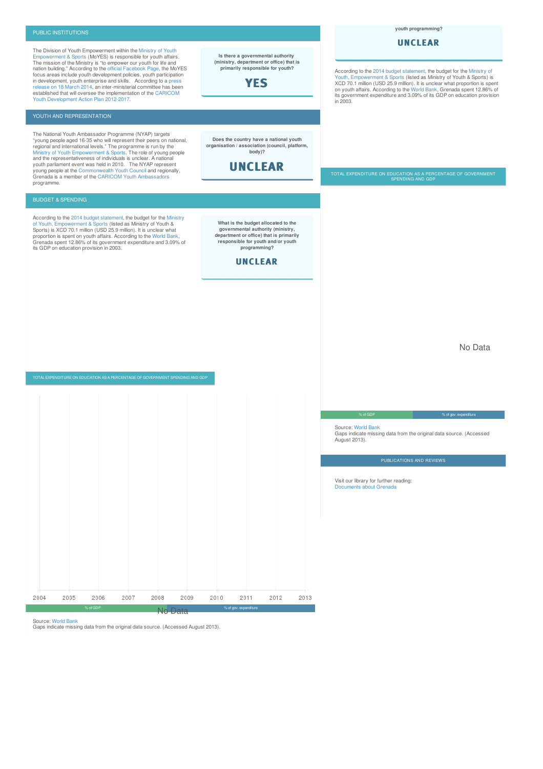## PUBLIC INSTITUTIONS

The Division of Youth Empowerment within the Ministry of Youth Empowerment & Sports (MoYES) is responsible for youth affairs. The mission of the Ministry is "to empower our youth for life and nation building." According to the official Facebook Page, the MoYES focus areas include youth development policies, youth participation in development, youth enterprise and skills. According to a press release on 18 March 2014, an inter-ministerial committee has been established that will oversee the implementation of the CARICOM Youth Development Action Plan 2012-2017.

**Is there a governmental authority (ministry, department or office) that is primarily responsible for youth?**

**YES**

## YOUTH AND REPRESENTATION

The National Youth Ambassador Programme (NYAP) targets "young people aged 16-35 who will represent their peers on national, regional and international levels." The programme is run by the Ministry of Youth Empowerment & Sports. The role of young people and the representativeness of individuals is unclear. A national youth parliament event was held in 2010. The NYAP represent young people at the Commonwealth Youth Council and regionally, Grenada is a member of the CARICOM Youth Ambassadors programme.

**Does the country have a national youth organisation / association (council, platform, body)?**

**UNCLEAR**

## BUDGET & SPENDING

According to the 2014 budget statement, the budget for the Ministry of Youth, Empowerment & Sports (listed as Ministry of Youth & Sports) is XCD 70.1 million (USD 25.9 million). It is unclear what proportion is spent on youth affairs. According to the World Bank, Grenada spent 12.86% of its government expenditure and 3.09% of its GDP on education provision in 2003.

**What is the budget allocated to the governmental authority (ministry, department or office) that is primarily responsible for youth and/or youth programming?**

**UNCLEAR**

## TOTAL EXPENDITURE ON EDUCATION AS A PERCENTAGE OF GOVERNMENT SPENDING AND GDP

2004
2005
2006
2007
2008
2009
2010
2011
2012
2013

% of GDP
No Data
% of gov. expenditure

Source: World Bank
Gaps indicate missing data from the original data source. (Accessed August 2013).

## PUBLICATIONS AND REVIEWS

Visit our library for further reading:
Documents about Grenada